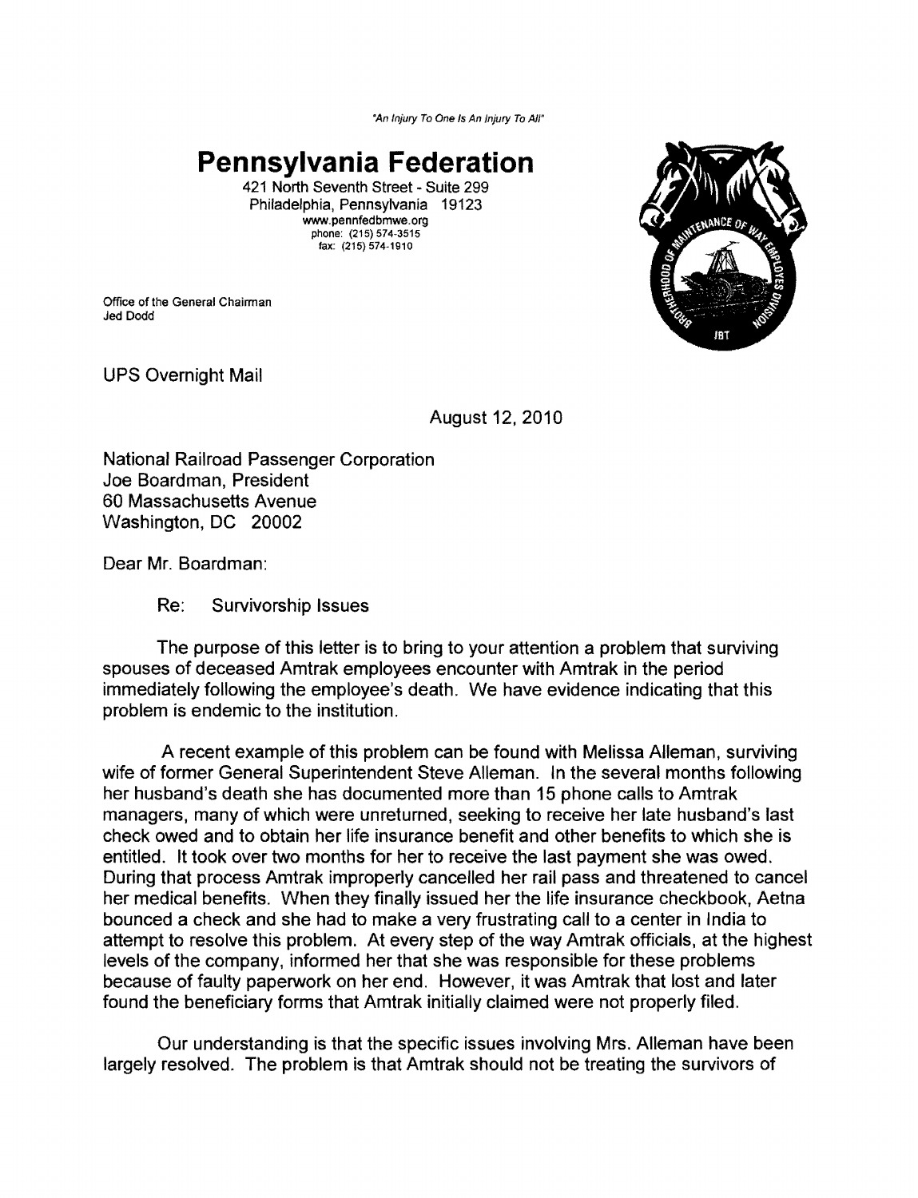*"An Injury To One Is An Injury To All"*

# Pennsylvania Federation

421 North Seventh Street - Suite 299
Philadelphia, Pennsylvania 19123
www.pennfedbmwe.org
phone: (215) 574-3515
fax: (215) 574-1910

Office of the General Chairman
Jed Dodd

UPS Overnight Mail

August 12, 2010

National Railroad Passenger Corporation
Joe Boardman, President
60 Massachusetts Avenue
Washington, DC 20002

Dear Mr. Boardman:

Re: Survivorship Issues

The purpose of this letter is to bring to your attention a problem that surviving spouses of deceased Amtrak employees encounter with Amtrak in the period immediately following the employee's death. We have evidence indicating that this problem is endemic to the institution.

A recent example of this problem can be found with Melissa Alleman, surviving wife of former General Superintendent Steve Alleman. In the several months following her husband's death she has documented more than 15 phone calls to Amtrak managers, many of which were unreturned, seeking to receive her late husband's last check owed and to obtain her life insurance benefit and other benefits to which she is entitled. It took over two months for her to receive the last payment she was owed. During that process Amtrak improperly cancelled her rail pass and threatened to cancel her medical benefits. When they finally issued her the life insurance checkbook, Aetna bounced a check and she had to make a very frustrating call to a center in India to attempt to resolve this problem. At every step of the way Amtrak officials, at the highest levels of the company, informed her that she was responsible for these problems because of faulty paperwork on her end. However, it was Amtrak that lost and later found the beneficiary forms that Amtrak initially claimed were not properly filed.

Our understanding is that the specific issues involving Mrs. Alleman have been largely resolved. The problem is that Amtrak should not be treating the survivors of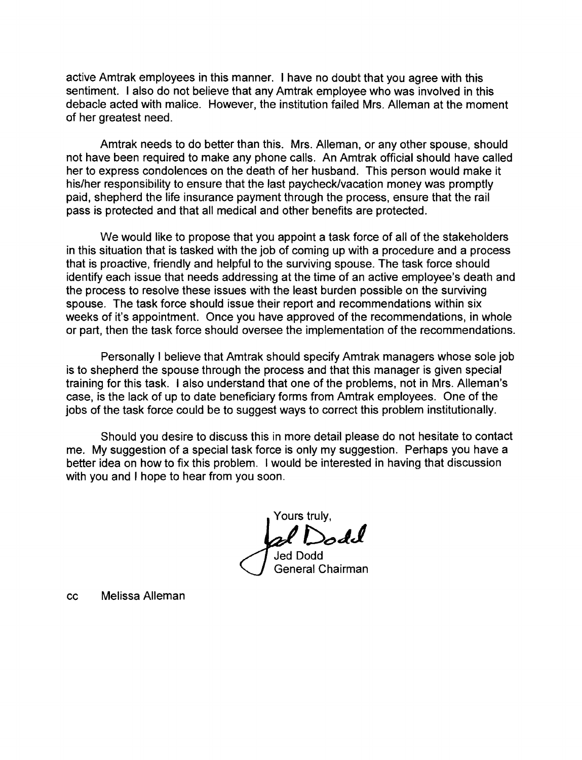active Amtrak employees in this manner. I have no doubt that you agree with this sentiment. I also do not believe that any Amtrak employee who was involved in this debacle acted with malice. However, the institution failed Mrs. Alleman at the moment of her greatest need.

Amtrak needs to do better than this. Mrs. Alleman, or any other spouse, should not have been required to make any phone calls. An Amtrak official should have called her to express condolences on the death of her husband. This person would make it his/her responsibility to ensure that the last paycheck/vacation money was promptly paid, shepherd the life insurance payment through the process, ensure that the rail pass is protected and that all medical and other benefits are protected.

We would like to propose that you appoint a task force of all of the stakeholders in this situation that is tasked with the job of coming up with a procedure and a process that is proactive, friendly and helpful to the surviving spouse. The task force should identify each issue that needs addressing at the time of an active employee's death and the process to resolve these issues with the least burden possible on the surviving spouse. The task force should issue their report and recommendations within six weeks of it's appointment. Once you have approved of the recommendations, in whole or part, then the task force should oversee the implementation of the recommendations.

Personally I believe that Amtrak should specify Amtrak managers whose sole job is to shepherd the spouse through the process and that this manager is given special training for this task. I also understand that one of the problems, not in Mrs. Alleman's case, is the lack of up to date beneficiary forms from Amtrak employees. One of the jobs of the task force could be to suggest ways to correct this problem institutionally.

Should you desire to discuss this in more detail please do not hesitate to contact me. My suggestion of a special task force is only my suggestion. Perhaps you have a better idea on how to fix this problem. I would be interested in having that discussion with you and I hope to hear from you soon.

Yours truly,

Jed Dodd

Jed Dodd
General Chairman

cc Melissa Alleman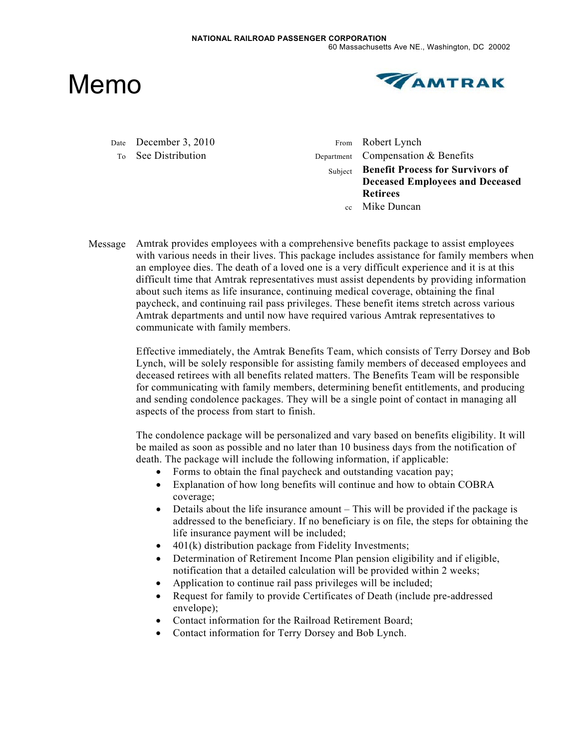NATIONAL RAILROAD PASSENGER CORPORATION
60 Massachusetts Ave NE., Washington, DC 20002

# Memo

AMTRAK

| | | | |
|---|---|---|---|
| Date | December 3, 2010 | From | Robert Lynch |
| To | See Distribution | Department | Compensation & Benefits |
| | | Subject | **Benefit Process for Survivors of Deceased Employees and Deceased Retirees** |
| | | cc | Mike Duncan |

Message

Amtrak provides employees with a comprehensive benefits package to assist employees with various needs in their lives. This package includes assistance for family members when an employee dies. The death of a loved one is a very difficult experience and it is at this difficult time that Amtrak representatives must assist dependents by providing information about such items as life insurance, continuing medical coverage, obtaining the final paycheck, and continuing rail pass privileges. These benefit items stretch across various Amtrak departments and until now have required various Amtrak representatives to communicate with family members.

Effective immediately, the Amtrak Benefits Team, which consists of Terry Dorsey and Bob Lynch, will be solely responsible for assisting family members of deceased employees and deceased retirees with all benefits related matters. The Benefits Team will be responsible for communicating with family members, determining benefit entitlements, and producing and sending condolence packages. They will be a single point of contact in managing all aspects of the process from start to finish.

The condolence package will be personalized and vary based on benefits eligibility. It will be mailed as soon as possible and no later than 10 business days from the notification of death. The package will include the following information, if applicable:

- Forms to obtain the final paycheck and outstanding vacation pay;
- Explanation of how long benefits will continue and how to obtain COBRA coverage;
- Details about the life insurance amount – This will be provided if the package is addressed to the beneficiary. If no beneficiary is on file, the steps for obtaining the life insurance payment will be included;
- 401(k) distribution package from Fidelity Investments;
- Determination of Retirement Income Plan pension eligibility and if eligible, notification that a detailed calculation will be provided within 2 weeks;
- Application to continue rail pass privileges will be included;
- Request for family to provide Certificates of Death (include pre-addressed envelope);
- Contact information for the Railroad Retirement Board;
- Contact information for Terry Dorsey and Bob Lynch.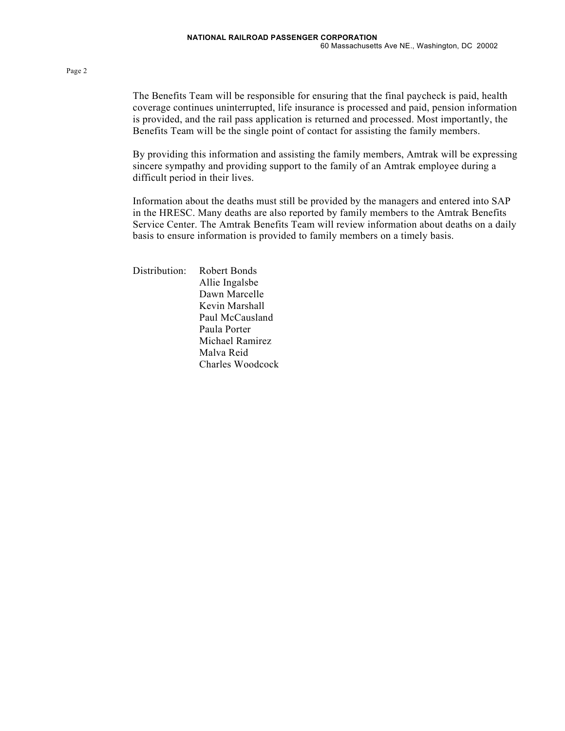The Benefits Team will be responsible for ensuring that the final paycheck is paid, health coverage continues uninterrupted, life insurance is processed and paid, pension information is provided, and the rail pass application is returned and processed. Most importantly, the Benefits Team will be the single point of contact for assisting the family members.

By providing this information and assisting the family members, Amtrak will be expressing sincere sympathy and providing support to the family of an Amtrak employee during a difficult period in their lives.

Information about the deaths must still be provided by the managers and entered into SAP in the HRESC. Many deaths are also reported by family members to the Amtrak Benefits Service Center. The Amtrak Benefits Team will review information about deaths on a daily basis to ensure information is provided to family members on a timely basis.

Distribution:
Robert Bonds
Allie Ingalsbe
Dawn Marcelle
Kevin Marshall
Paul McCausland
Paula Porter
Michael Ramirez
Malva Reid
Charles Woodcock